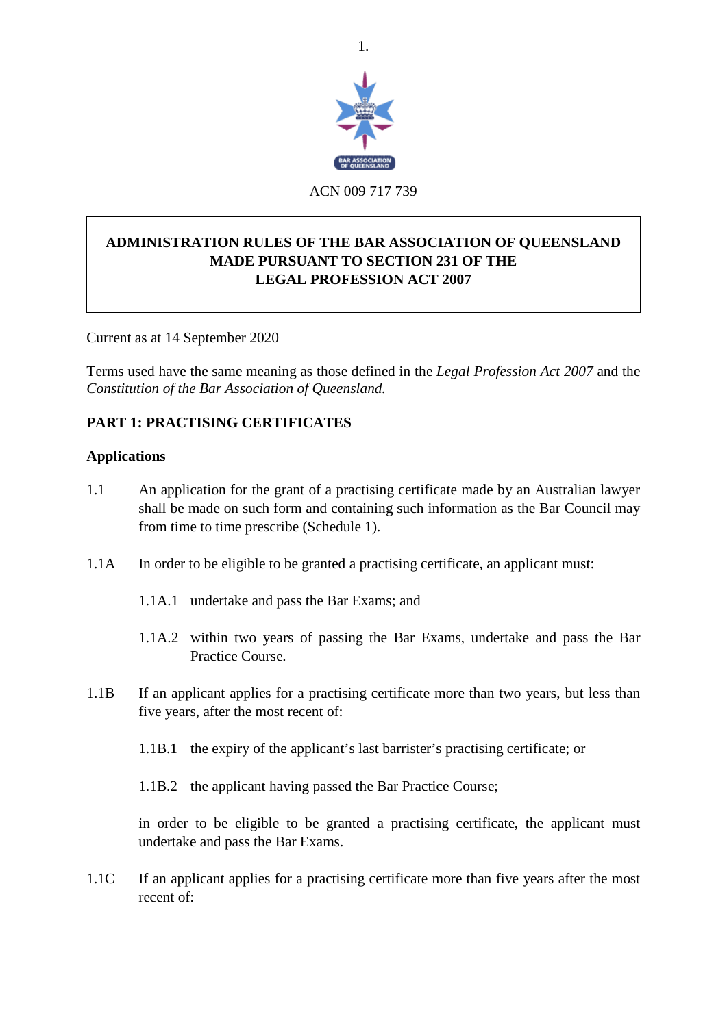ACN 009 717 739

**ADMINISTRATION RULES OF THE BAR ASSOCIATION OF QUEENSLAND MADE PURSUANT TO SECTION 231 OF THE LEGAL PROFESSION ACT 2007**

Current as at 14 September 2020

Terms used have the same meaning as those defined in the *Legal Profession Act 2007* and the *Constitution of the Bar Association of Queensland.*

## PART 1: PRACTISING CERTIFICATES

### Applications

1.1 An application for the grant of a practising certificate made by an Australian lawyer shall be made on such form and containing such information as the Bar Council may from time to time prescribe (Schedule 1).

1.1A In order to be eligible to be granted a practising certificate, an applicant must:

1.1A.1 undertake and pass the Bar Exams; and

1.1A.2 within two years of passing the Bar Exams, undertake and pass the Bar Practice Course.

1.1B If an applicant applies for a practising certificate more than two years, but less than five years, after the most recent of:

1.1B.1 the expiry of the applicant's last barrister's practising certificate; or

1.1B.2 the applicant having passed the Bar Practice Course;

in order to be eligible to be granted a practising certificate, the applicant must undertake and pass the Bar Exams.

1.1C If an applicant applies for a practising certificate more than five years after the most recent of: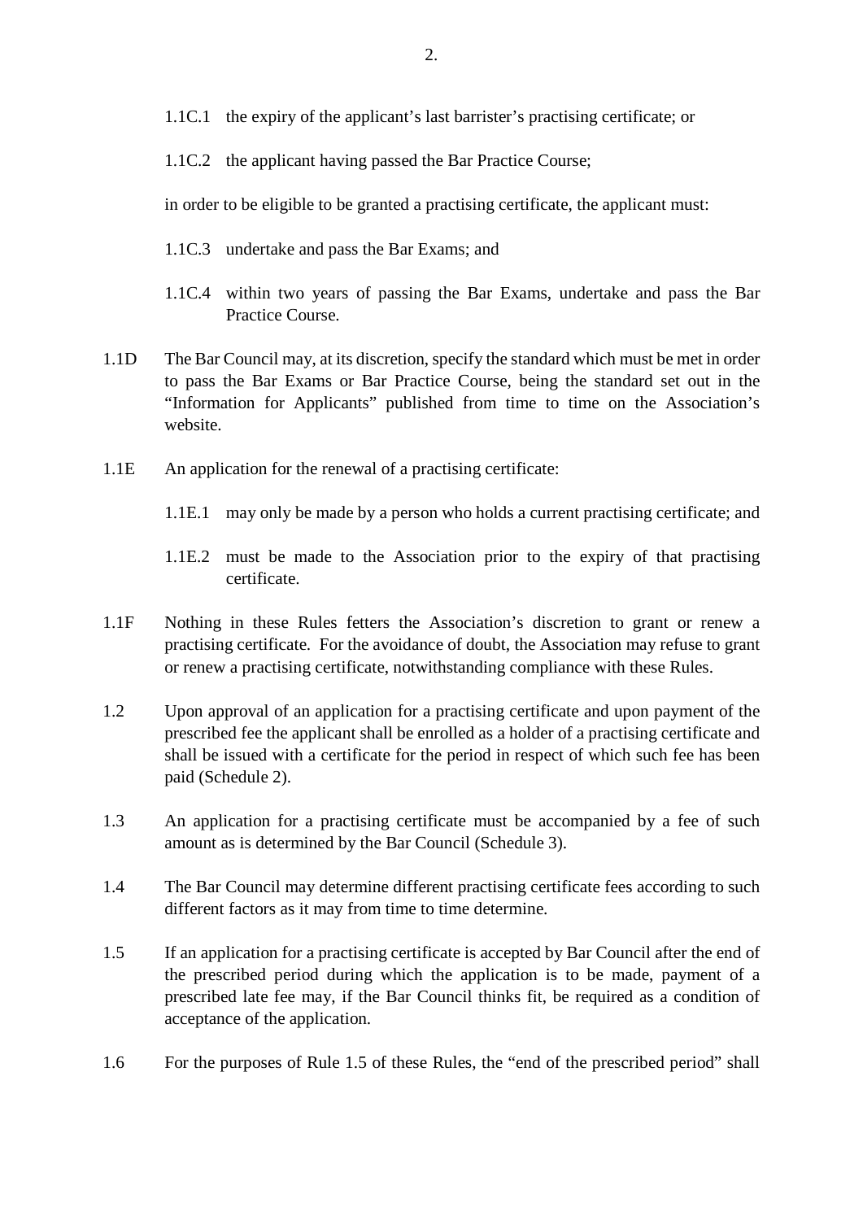1.1C.1 the expiry of the applicant's last barrister's practising certificate; or

1.1C.2 the applicant having passed the Bar Practice Course;

in order to be eligible to be granted a practising certificate, the applicant must:

1.1C.3 undertake and pass the Bar Exams; and

1.1C.4 within two years of passing the Bar Exams, undertake and pass the Bar Practice Course.

1.1D The Bar Council may, at its discretion, specify the standard which must be met in order to pass the Bar Exams or Bar Practice Course, being the standard set out in the "Information for Applicants" published from time to time on the Association's website.

1.1E An application for the renewal of a practising certificate:

1.1E.1 may only be made by a person who holds a current practising certificate; and

1.1E.2 must be made to the Association prior to the expiry of that practising certificate.

1.1F Nothing in these Rules fetters the Association's discretion to grant or renew a practising certificate. For the avoidance of doubt, the Association may refuse to grant or renew a practising certificate, notwithstanding compliance with these Rules.

1.2 Upon approval of an application for a practising certificate and upon payment of the prescribed fee the applicant shall be enrolled as a holder of a practising certificate and shall be issued with a certificate for the period in respect of which such fee has been paid (Schedule 2).

1.3 An application for a practising certificate must be accompanied by a fee of such amount as is determined by the Bar Council (Schedule 3).

1.4 The Bar Council may determine different practising certificate fees according to such different factors as it may from time to time determine.

1.5 If an application for a practising certificate is accepted by Bar Council after the end of the prescribed period during which the application is to be made, payment of a prescribed late fee may, if the Bar Council thinks fit, be required as a condition of acceptance of the application.

1.6 For the purposes of Rule 1.5 of these Rules, the "end of the prescribed period" shall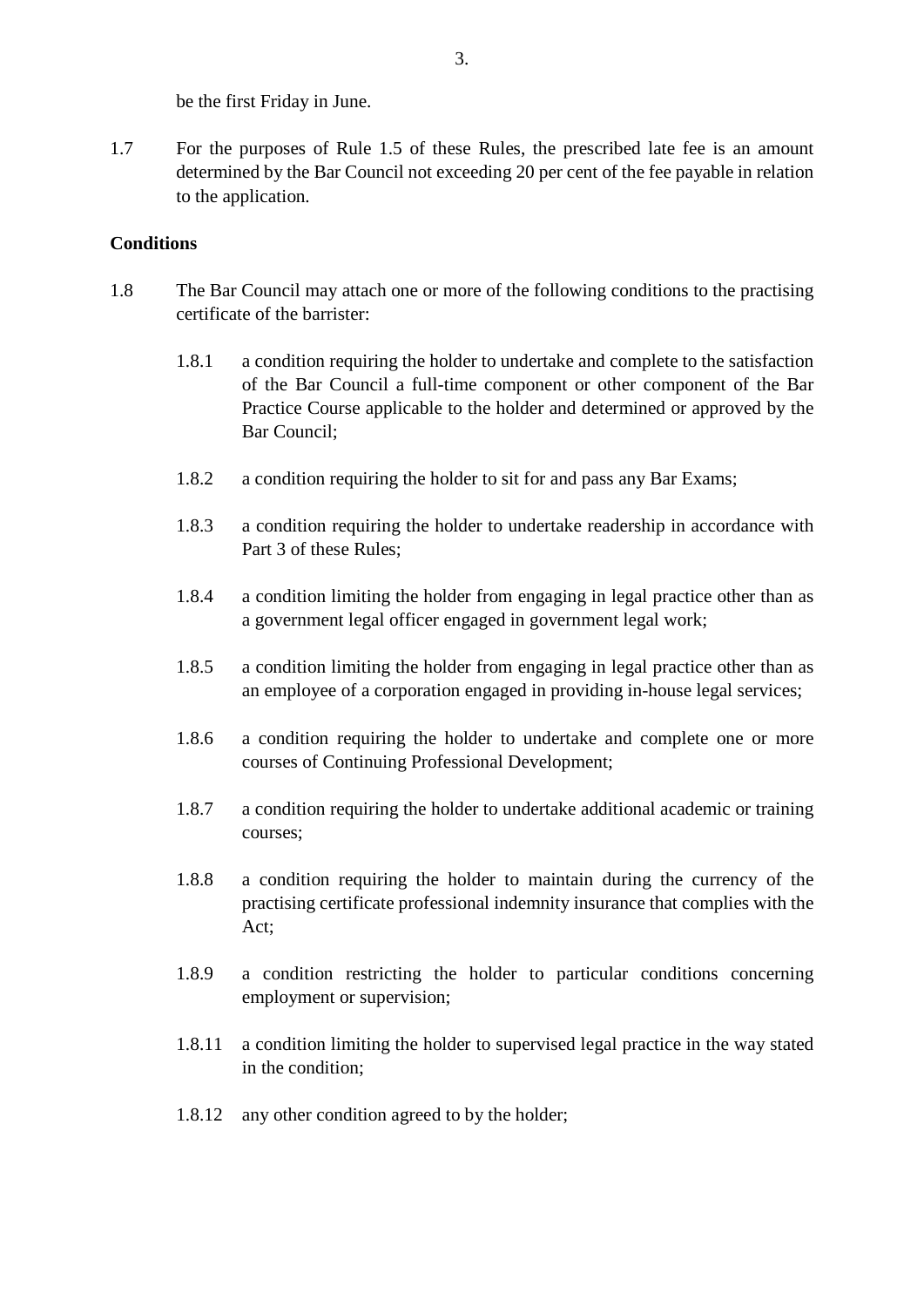be the first Friday in June.

1.7 For the purposes of Rule 1.5 of these Rules, the prescribed late fee is an amount determined by the Bar Council not exceeding 20 per cent of the fee payable in relation to the application.

**Conditions**

1.8 The Bar Council may attach one or more of the following conditions to the practising certificate of the barrister:

1.8.1 a condition requiring the holder to undertake and complete to the satisfaction of the Bar Council a full-time component or other component of the Bar Practice Course applicable to the holder and determined or approved by the Bar Council;

1.8.2 a condition requiring the holder to sit for and pass any Bar Exams;

1.8.3 a condition requiring the holder to undertake readership in accordance with Part 3 of these Rules;

1.8.4 a condition limiting the holder from engaging in legal practice other than as a government legal officer engaged in government legal work;

1.8.5 a condition limiting the holder from engaging in legal practice other than as an employee of a corporation engaged in providing in-house legal services;

1.8.6 a condition requiring the holder to undertake and complete one or more courses of Continuing Professional Development;

1.8.7 a condition requiring the holder to undertake additional academic or training courses;

1.8.8 a condition requiring the holder to maintain during the currency of the practising certificate professional indemnity insurance that complies with the Act;

1.8.9 a condition restricting the holder to particular conditions concerning employment or supervision;

1.8.11 a condition limiting the holder to supervised legal practice in the way stated in the condition;

1.8.12 any other condition agreed to by the holder;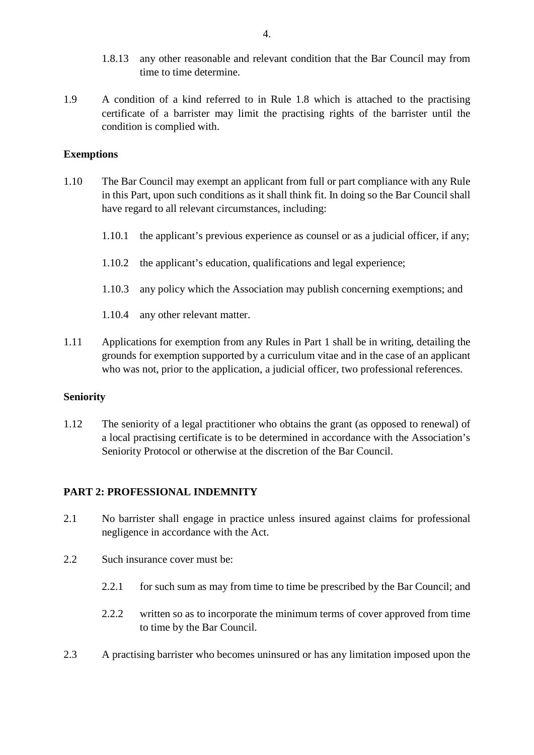1.8.13 any other reasonable and relevant condition that the Bar Council may from time to time determine.

1.9 A condition of a kind referred to in Rule 1.8 which is attached to the practising certificate of a barrister may limit the practising rights of the barrister until the condition is complied with.

**Exemptions**

1.10 The Bar Council may exempt an applicant from full or part compliance with any Rule in this Part, upon such conditions as it shall think fit. In doing so the Bar Council shall have regard to all relevant circumstances, including:

1.10.1 the applicant's previous experience as counsel or as a judicial officer, if any;

1.10.2 the applicant's education, qualifications and legal experience;

1.10.3 any policy which the Association may publish concerning exemptions; and

1.10.4 any other relevant matter.

1.11 Applications for exemption from any Rules in Part 1 shall be in writing, detailing the grounds for exemption supported by a curriculum vitae and in the case of an applicant who was not, prior to the application, a judicial officer, two professional references.

**Seniority**

1.12 The seniority of a legal practitioner who obtains the grant (as opposed to renewal) of a local practising certificate is to be determined in accordance with the Association's Seniority Protocol or otherwise at the discretion of the Bar Council.

## PART 2: PROFESSIONAL INDEMNITY

2.1 No barrister shall engage in practice unless insured against claims for professional negligence in accordance with the Act.

2.2 Such insurance cover must be:

2.2.1 for such sum as may from time to time be prescribed by the Bar Council; and

2.2.2 written so as to incorporate the minimum terms of cover approved from time to time by the Bar Council.

2.3 A practising barrister who becomes uninsured or has any limitation imposed upon the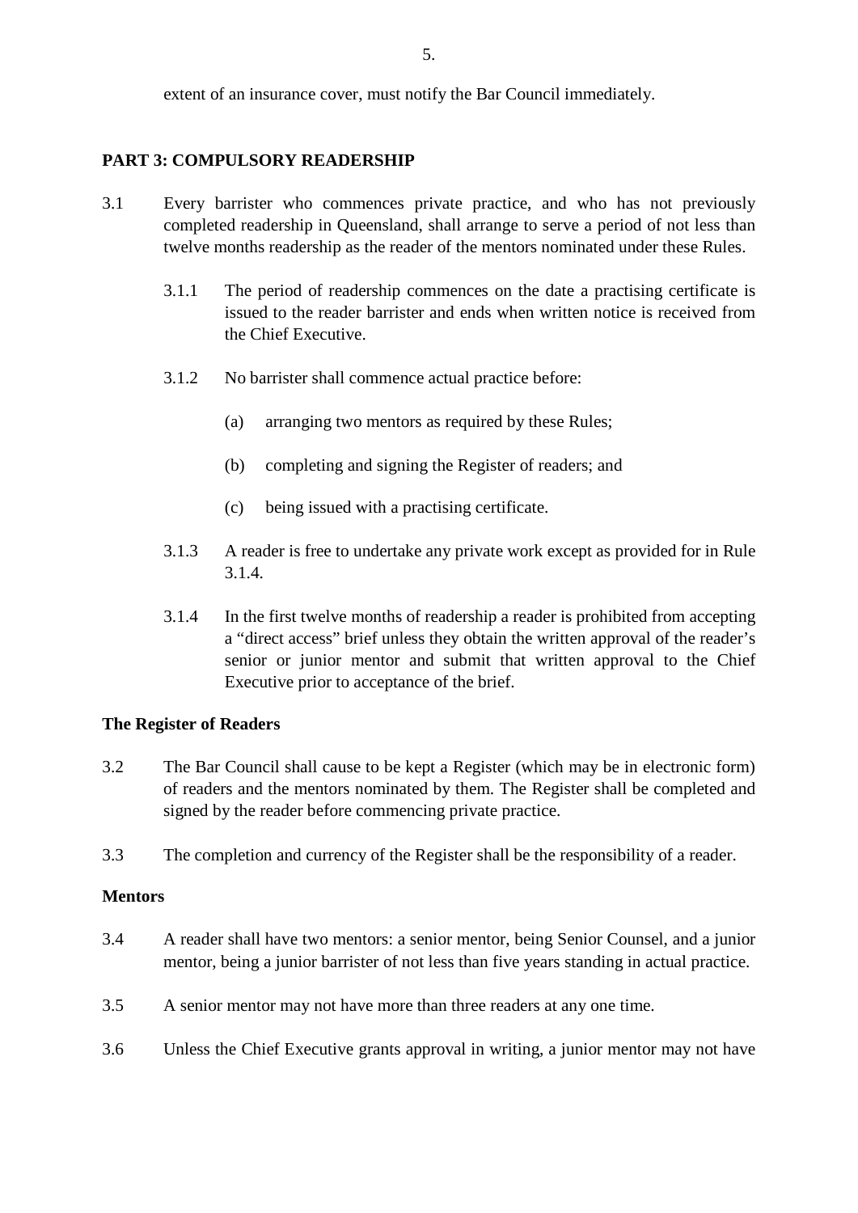extent of an insurance cover, must notify the Bar Council immediately.

**PART 3: COMPULSORY READERSHIP**

3.1 Every barrister who commences private practice, and who has not previously completed readership in Queensland, shall arrange to serve a period of not less than twelve months readership as the reader of the mentors nominated under these Rules.

3.1.1 The period of readership commences on the date a practising certificate is issued to the reader barrister and ends when written notice is received from the Chief Executive.

3.1.2 No barrister shall commence actual practice before:

(a) arranging two mentors as required by these Rules;

(b) completing and signing the Register of readers; and

(c) being issued with a practising certificate.

3.1.3 A reader is free to undertake any private work except as provided for in Rule 3.1.4.

3.1.4 In the first twelve months of readership a reader is prohibited from accepting a "direct access" brief unless they obtain the written approval of the reader's senior or junior mentor and submit that written approval to the Chief Executive prior to acceptance of the brief.

**The Register of Readers**

3.2 The Bar Council shall cause to be kept a Register (which may be in electronic form) of readers and the mentors nominated by them. The Register shall be completed and signed by the reader before commencing private practice.

3.3 The completion and currency of the Register shall be the responsibility of a reader.

**Mentors**

3.4 A reader shall have two mentors: a senior mentor, being Senior Counsel, and a junior mentor, being a junior barrister of not less than five years standing in actual practice.

3.5 A senior mentor may not have more than three readers at any one time.

3.6 Unless the Chief Executive grants approval in writing, a junior mentor may not have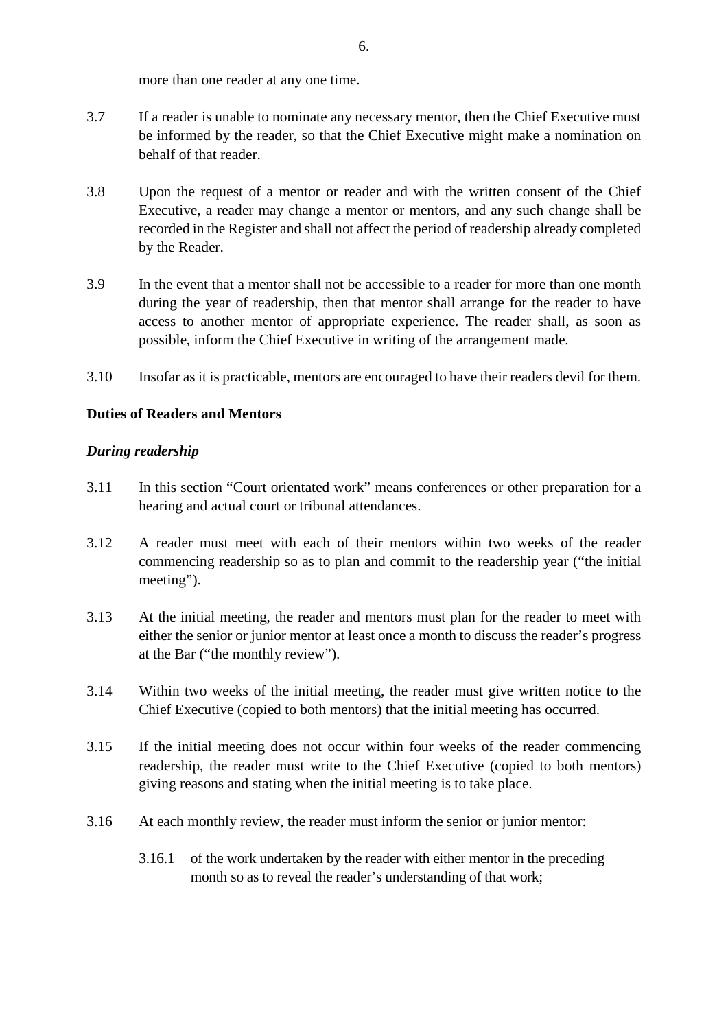more than one reader at any one time.

3.7 If a reader is unable to nominate any necessary mentor, then the Chief Executive must be informed by the reader, so that the Chief Executive might make a nomination on behalf of that reader.

3.8 Upon the request of a mentor or reader and with the written consent of the Chief Executive, a reader may change a mentor or mentors, and any such change shall be recorded in the Register and shall not affect the period of readership already completed by the Reader.

3.9 In the event that a mentor shall not be accessible to a reader for more than one month during the year of readership, then that mentor shall arrange for the reader to have access to another mentor of appropriate experience. The reader shall, as soon as possible, inform the Chief Executive in writing of the arrangement made.

3.10 Insofar as it is practicable, mentors are encouraged to have their readers devil for them.

**Duties of Readers and Mentors**

***During readership***

3.11 In this section "Court orientated work" means conferences or other preparation for a hearing and actual court or tribunal attendances.

3.12 A reader must meet with each of their mentors within two weeks of the reader commencing readership so as to plan and commit to the readership year ("the initial meeting").

3.13 At the initial meeting, the reader and mentors must plan for the reader to meet with either the senior or junior mentor at least once a month to discuss the reader's progress at the Bar ("the monthly review").

3.14 Within two weeks of the initial meeting, the reader must give written notice to the Chief Executive (copied to both mentors) that the initial meeting has occurred.

3.15 If the initial meeting does not occur within four weeks of the reader commencing readership, the reader must write to the Chief Executive (copied to both mentors) giving reasons and stating when the initial meeting is to take place.

3.16 At each monthly review, the reader must inform the senior or junior mentor:

3.16.1 of the work undertaken by the reader with either mentor in the preceding month so as to reveal the reader's understanding of that work;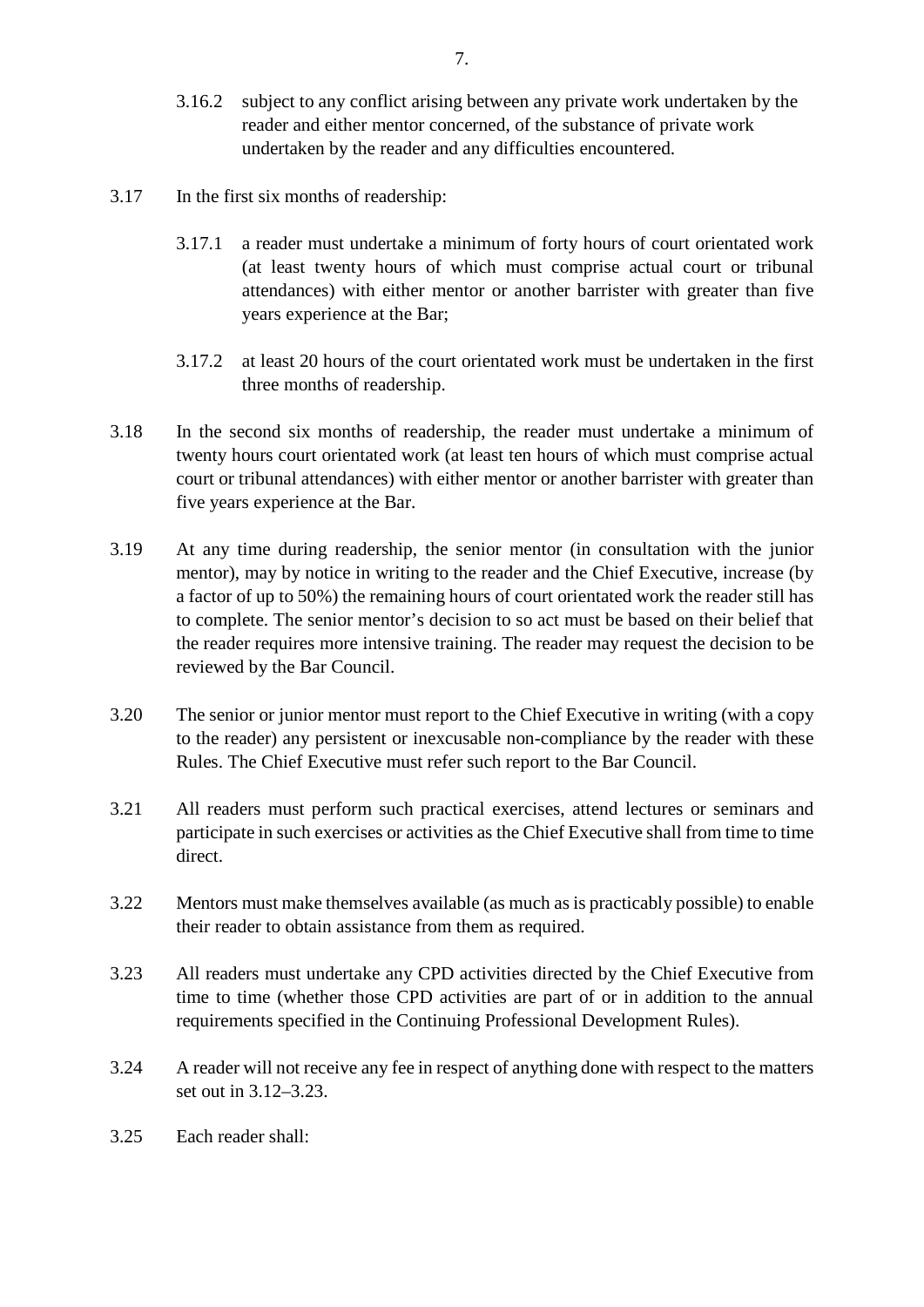3.16.2 subject to any conflict arising between any private work undertaken by the reader and either mentor concerned, of the substance of private work undertaken by the reader and any difficulties encountered.

3.17 In the first six months of readership:

3.17.1 a reader must undertake a minimum of forty hours of court orientated work (at least twenty hours of which must comprise actual court or tribunal attendances) with either mentor or another barrister with greater than five years experience at the Bar;

3.17.2 at least 20 hours of the court orientated work must be undertaken in the first three months of readership.

3.18 In the second six months of readership, the reader must undertake a minimum of twenty hours court orientated work (at least ten hours of which must comprise actual court or tribunal attendances) with either mentor or another barrister with greater than five years experience at the Bar.

3.19 At any time during readership, the senior mentor (in consultation with the junior mentor), may by notice in writing to the reader and the Chief Executive, increase (by a factor of up to 50%) the remaining hours of court orientated work the reader still has to complete. The senior mentor's decision to so act must be based on their belief that the reader requires more intensive training. The reader may request the decision to be reviewed by the Bar Council.

3.20 The senior or junior mentor must report to the Chief Executive in writing (with a copy to the reader) any persistent or inexcusable non-compliance by the reader with these Rules. The Chief Executive must refer such report to the Bar Council.

3.21 All readers must perform such practical exercises, attend lectures or seminars and participate in such exercises or activities as the Chief Executive shall from time to time direct.

3.22 Mentors must make themselves available (as much as is practicably possible) to enable their reader to obtain assistance from them as required.

3.23 All readers must undertake any CPD activities directed by the Chief Executive from time to time (whether those CPD activities are part of or in addition to the annual requirements specified in the Continuing Professional Development Rules).

3.24 A reader will not receive any fee in respect of anything done with respect to the matters set out in 3.12–3.23.

3.25 Each reader shall: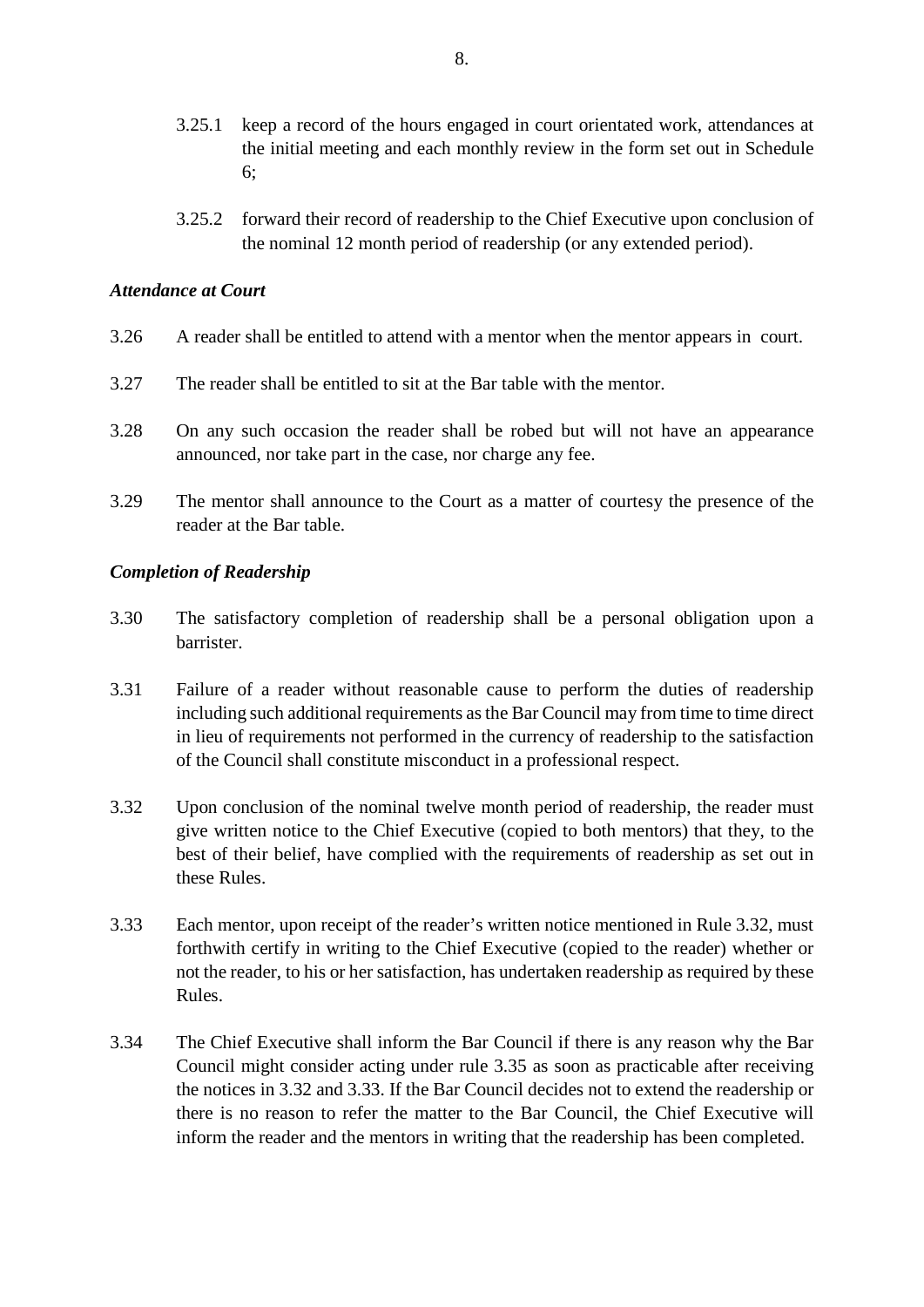3.25.1 keep a record of the hours engaged in court orientated work, attendances at the initial meeting and each monthly review in the form set out in Schedule 6;

3.25.2 forward their record of readership to the Chief Executive upon conclusion of the nominal 12 month period of readership (or any extended period).

### *Attendance at Court*

3.26 A reader shall be entitled to attend with a mentor when the mentor appears in court.

3.27 The reader shall be entitled to sit at the Bar table with the mentor.

3.28 On any such occasion the reader shall be robed but will not have an appearance announced, nor take part in the case, nor charge any fee.

3.29 The mentor shall announce to the Court as a matter of courtesy the presence of the reader at the Bar table.

### *Completion of Readership*

3.30 The satisfactory completion of readership shall be a personal obligation upon a barrister.

3.31 Failure of a reader without reasonable cause to perform the duties of readership including such additional requirements as the Bar Council may from time to time direct in lieu of requirements not performed in the currency of readership to the satisfaction of the Council shall constitute misconduct in a professional respect.

3.32 Upon conclusion of the nominal twelve month period of readership, the reader must give written notice to the Chief Executive (copied to both mentors) that they, to the best of their belief, have complied with the requirements of readership as set out in these Rules.

3.33 Each mentor, upon receipt of the reader's written notice mentioned in Rule 3.32, must forthwith certify in writing to the Chief Executive (copied to the reader) whether or not the reader, to his or her satisfaction, has undertaken readership as required by these Rules.

3.34 The Chief Executive shall inform the Bar Council if there is any reason why the Bar Council might consider acting under rule 3.35 as soon as practicable after receiving the notices in 3.32 and 3.33. If the Bar Council decides not to extend the readership or there is no reason to refer the matter to the Bar Council, the Chief Executive will inform the reader and the mentors in writing that the readership has been completed.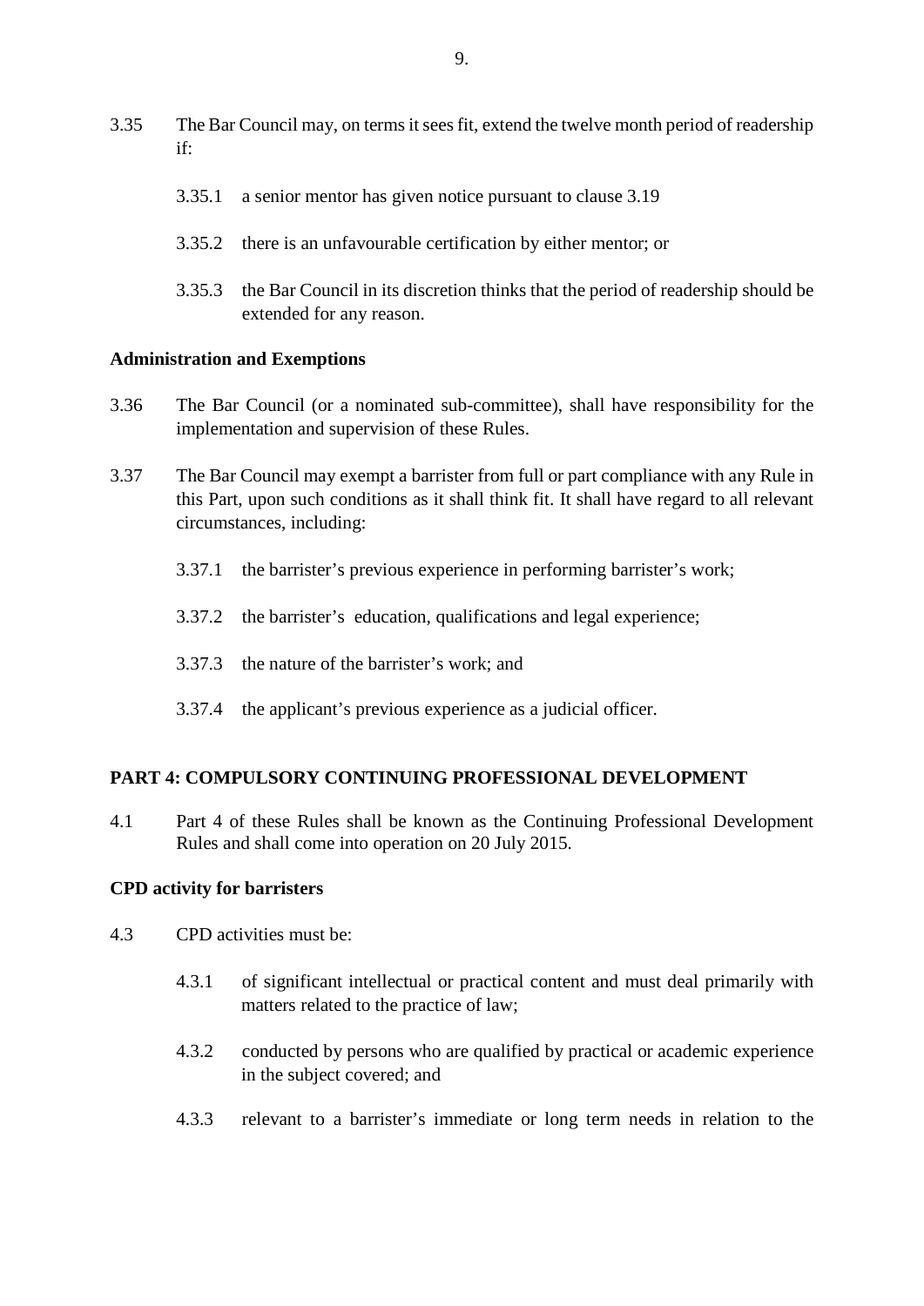3.35 The Bar Council may, on terms it sees fit, extend the twelve month period of readership if:

3.35.1 a senior mentor has given notice pursuant to clause 3.19

3.35.2 there is an unfavourable certification by either mentor; or

3.35.3 the Bar Council in its discretion thinks that the period of readership should be extended for any reason.

**Administration and Exemptions**

3.36 The Bar Council (or a nominated sub-committee), shall have responsibility for the implementation and supervision of these Rules.

3.37 The Bar Council may exempt a barrister from full or part compliance with any Rule in this Part, upon such conditions as it shall think fit. It shall have regard to all relevant circumstances, including:

3.37.1 the barrister's previous experience in performing barrister's work;

3.37.2 the barrister's education, qualifications and legal experience;

3.37.3 the nature of the barrister's work; and

3.37.4 the applicant's previous experience as a judicial officer.

## PART 4: COMPULSORY CONTINUING PROFESSIONAL DEVELOPMENT

4.1 Part 4 of these Rules shall be known as the Continuing Professional Development Rules and shall come into operation on 20 July 2015.

**CPD activity for barristers**

4.3 CPD activities must be:

4.3.1 of significant intellectual or practical content and must deal primarily with matters related to the practice of law;

4.3.2 conducted by persons who are qualified by practical or academic experience in the subject covered; and

4.3.3 relevant to a barrister's immediate or long term needs in relation to the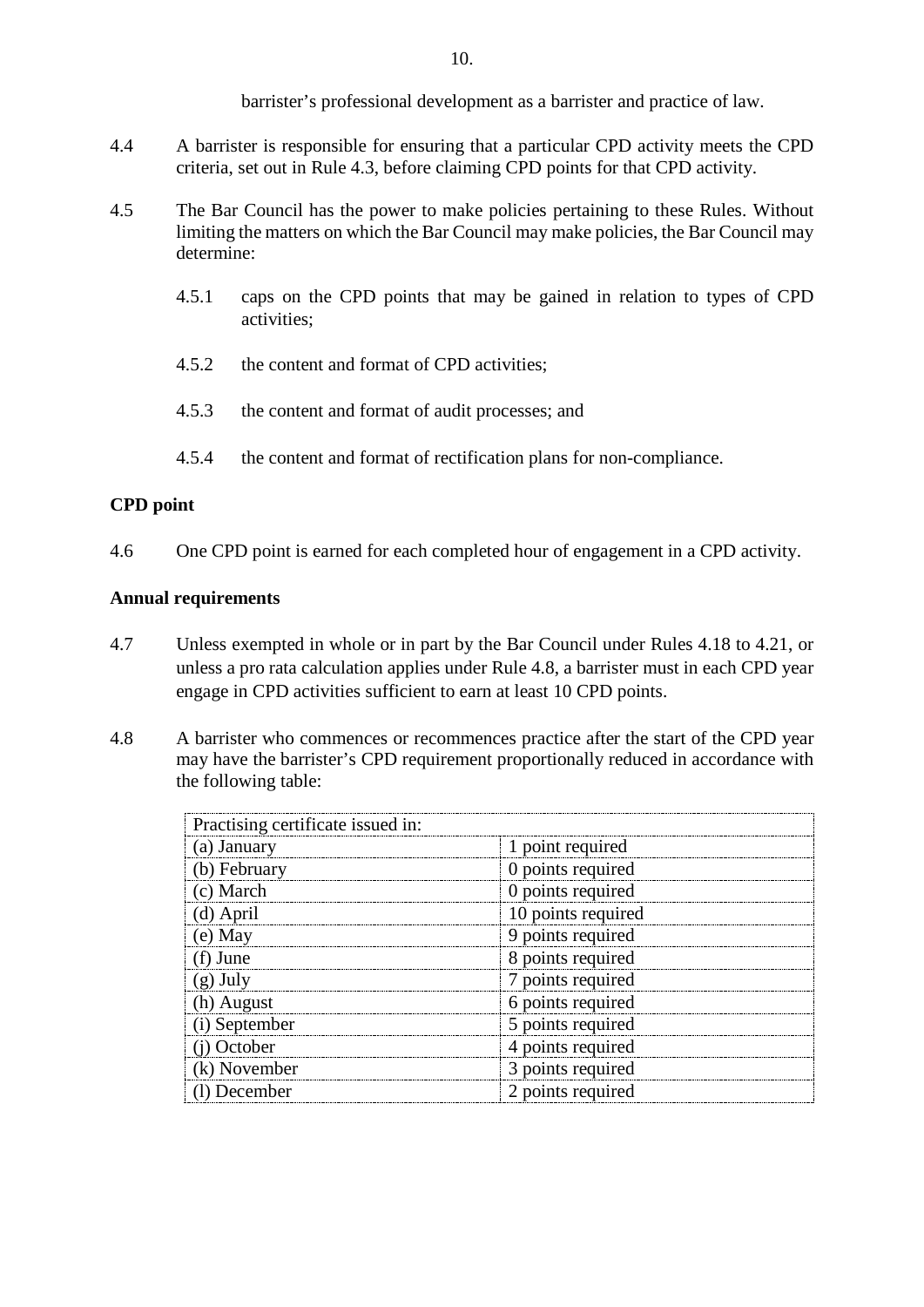barrister's professional development as a barrister and practice of law.

4.4 A barrister is responsible for ensuring that a particular CPD activity meets the CPD criteria, set out in Rule 4.3, before claiming CPD points for that CPD activity.

4.5 The Bar Council has the power to make policies pertaining to these Rules. Without limiting the matters on which the Bar Council may make policies, the Bar Council may determine:

4.5.1 caps on the CPD points that may be gained in relation to types of CPD activities;

4.5.2 the content and format of CPD activities;

4.5.3 the content and format of audit processes; and

4.5.4 the content and format of rectification plans for non-compliance.

**CPD point**

4.6 One CPD point is earned for each completed hour of engagement in a CPD activity.

**Annual requirements**

4.7 Unless exempted in whole or in part by the Bar Council under Rules 4.18 to 4.21, or unless a pro rata calculation applies under Rule 4.8, a barrister must in each CPD year engage in CPD activities sufficient to earn at least 10 CPD points.

4.8 A barrister who commences or recommences practice after the start of the CPD year may have the barrister's CPD requirement proportionally reduced in accordance with the following table:

| Practising certificate issued in: | |
|---|---|
| (a) January | 1 point required |
| (b) February | 0 points required |
| (c) March | 0 points required |
| (d) April | 10 points required |
| (e) May | 9 points required |
| (f) June | 8 points required |
| (g) July | 7 points required |
| (h) August | 6 points required |
| (i) September | 5 points required |
| (j) October | 4 points required |
| (k) November | 3 points required |
| (l) December | 2 points required |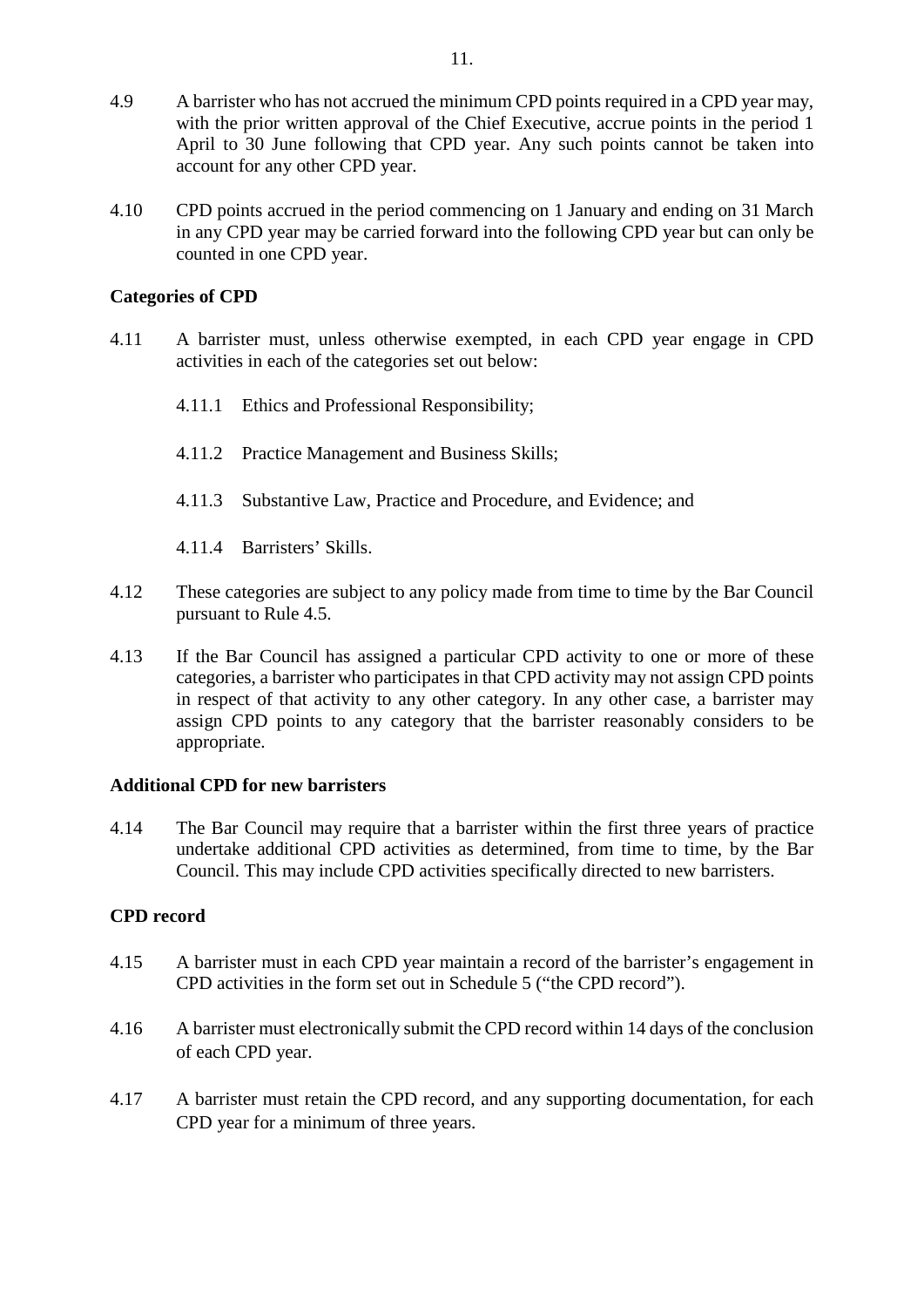4.9 A barrister who has not accrued the minimum CPD points required in a CPD year may, with the prior written approval of the Chief Executive, accrue points in the period 1 April to 30 June following that CPD year. Any such points cannot be taken into account for any other CPD year.

4.10 CPD points accrued in the period commencing on 1 January and ending on 31 March in any CPD year may be carried forward into the following CPD year but can only be counted in one CPD year.

**Categories of CPD**

4.11 A barrister must, unless otherwise exempted, in each CPD year engage in CPD activities in each of the categories set out below:

4.11.1 Ethics and Professional Responsibility;

4.11.2 Practice Management and Business Skills;

4.11.3 Substantive Law, Practice and Procedure, and Evidence; and

4.11.4 Barristers' Skills.

4.12 These categories are subject to any policy made from time to time by the Bar Council pursuant to Rule 4.5.

4.13 If the Bar Council has assigned a particular CPD activity to one or more of these categories, a barrister who participates in that CPD activity may not assign CPD points in respect of that activity to any other category. In any other case, a barrister may assign CPD points to any category that the barrister reasonably considers to be appropriate.

**Additional CPD for new barristers**

4.14 The Bar Council may require that a barrister within the first three years of practice undertake additional CPD activities as determined, from time to time, by the Bar Council. This may include CPD activities specifically directed to new barristers.

**CPD record**

4.15 A barrister must in each CPD year maintain a record of the barrister's engagement in CPD activities in the form set out in Schedule 5 ("the CPD record").

4.16 A barrister must electronically submit the CPD record within 14 days of the conclusion of each CPD year.

4.17 A barrister must retain the CPD record, and any supporting documentation, for each CPD year for a minimum of three years.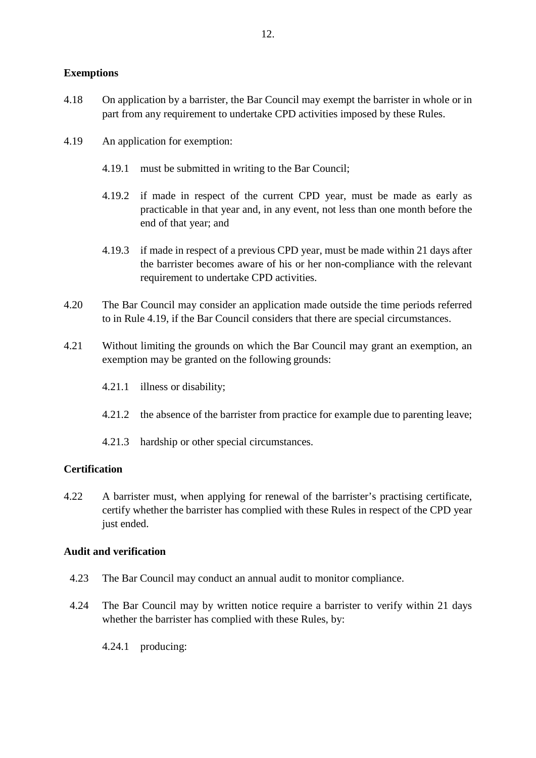**Exemptions**

4.18 On application by a barrister, the Bar Council may exempt the barrister in whole or in part from any requirement to undertake CPD activities imposed by these Rules.

4.19 An application for exemption:

- 4.19.1 must be submitted in writing to the Bar Council;
- 4.19.2 if made in respect of the current CPD year, must be made as early as practicable in that year and, in any event, not less than one month before the end of that year; and
- 4.19.3 if made in respect of a previous CPD year, must be made within 21 days after the barrister becomes aware of his or her non-compliance with the relevant requirement to undertake CPD activities.

4.20 The Bar Council may consider an application made outside the time periods referred to in Rule 4.19, if the Bar Council considers that there are special circumstances.

4.21 Without limiting the grounds on which the Bar Council may grant an exemption, an exemption may be granted on the following grounds:

- 4.21.1 illness or disability;
- 4.21.2 the absence of the barrister from practice for example due to parenting leave;
- 4.21.3 hardship or other special circumstances.

**Certification**

4.22 A barrister must, when applying for renewal of the barrister's practising certificate, certify whether the barrister has complied with these Rules in respect of the CPD year just ended.

**Audit and verification**

4.23 The Bar Council may conduct an annual audit to monitor compliance.

4.24 The Bar Council may by written notice require a barrister to verify within 21 days whether the barrister has complied with these Rules, by:

- 4.24.1 producing: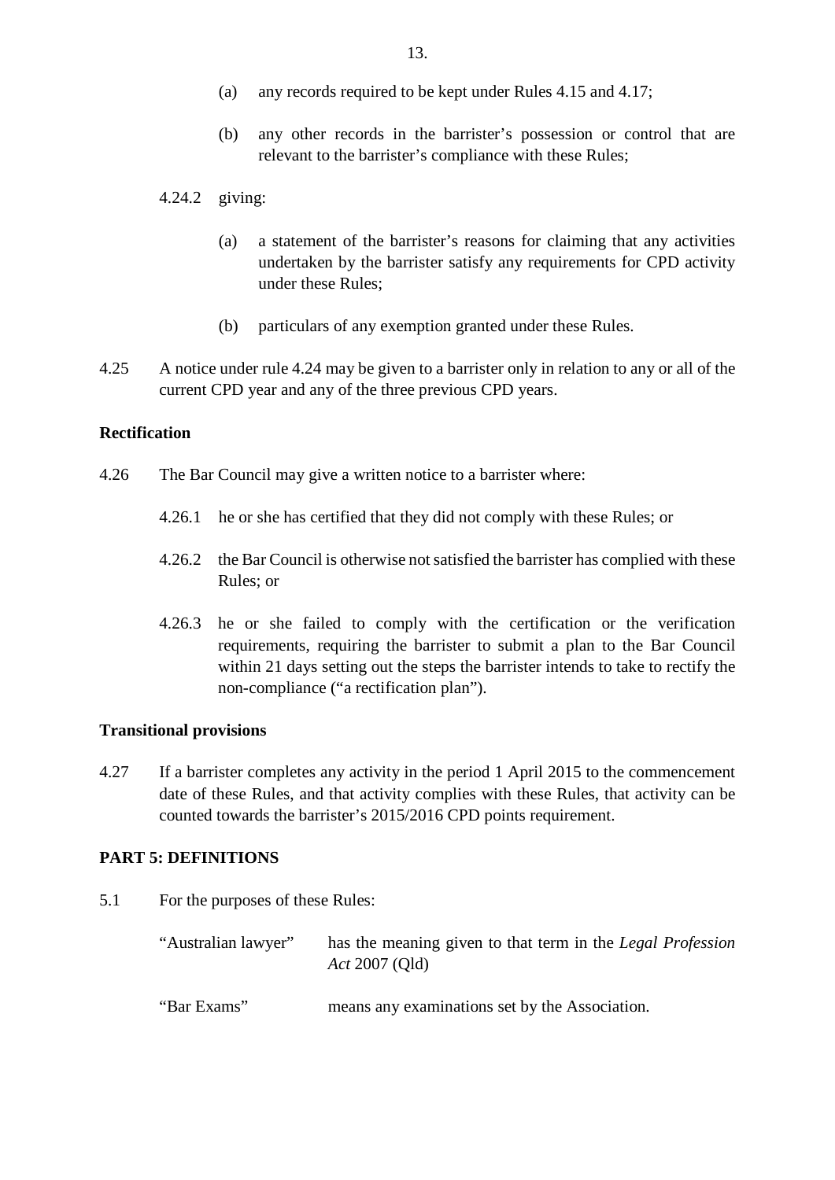(a) any records required to be kept under Rules 4.15 and 4.17;

(b) any other records in the barrister's possession or control that are relevant to the barrister's compliance with these Rules;

4.24.2 giving:

(a) a statement of the barrister's reasons for claiming that any activities undertaken by the barrister satisfy any requirements for CPD activity under these Rules;

(b) particulars of any exemption granted under these Rules.

4.25 A notice under rule 4.24 may be given to a barrister only in relation to any or all of the current CPD year and any of the three previous CPD years.

**Rectification**

4.26 The Bar Council may give a written notice to a barrister where:

4.26.1 he or she has certified that they did not comply with these Rules; or

4.26.2 the Bar Council is otherwise not satisfied the barrister has complied with these Rules; or

4.26.3 he or she failed to comply with the certification or the verification requirements, requiring the barrister to submit a plan to the Bar Council within 21 days setting out the steps the barrister intends to take to rectify the non-compliance ("a rectification plan").

**Transitional provisions**

4.27 If a barrister completes any activity in the period 1 April 2015 to the commencement date of these Rules, and that activity complies with these Rules, that activity can be counted towards the barrister's 2015/2016 CPD points requirement.

**PART 5: DEFINITIONS**

5.1 For the purposes of these Rules:

| | |
|---|---|
| "Australian lawyer" | has the meaning given to that term in the *Legal Profession Act* 2007 (Qld) |
| "Bar Exams" | means any examinations set by the Association. |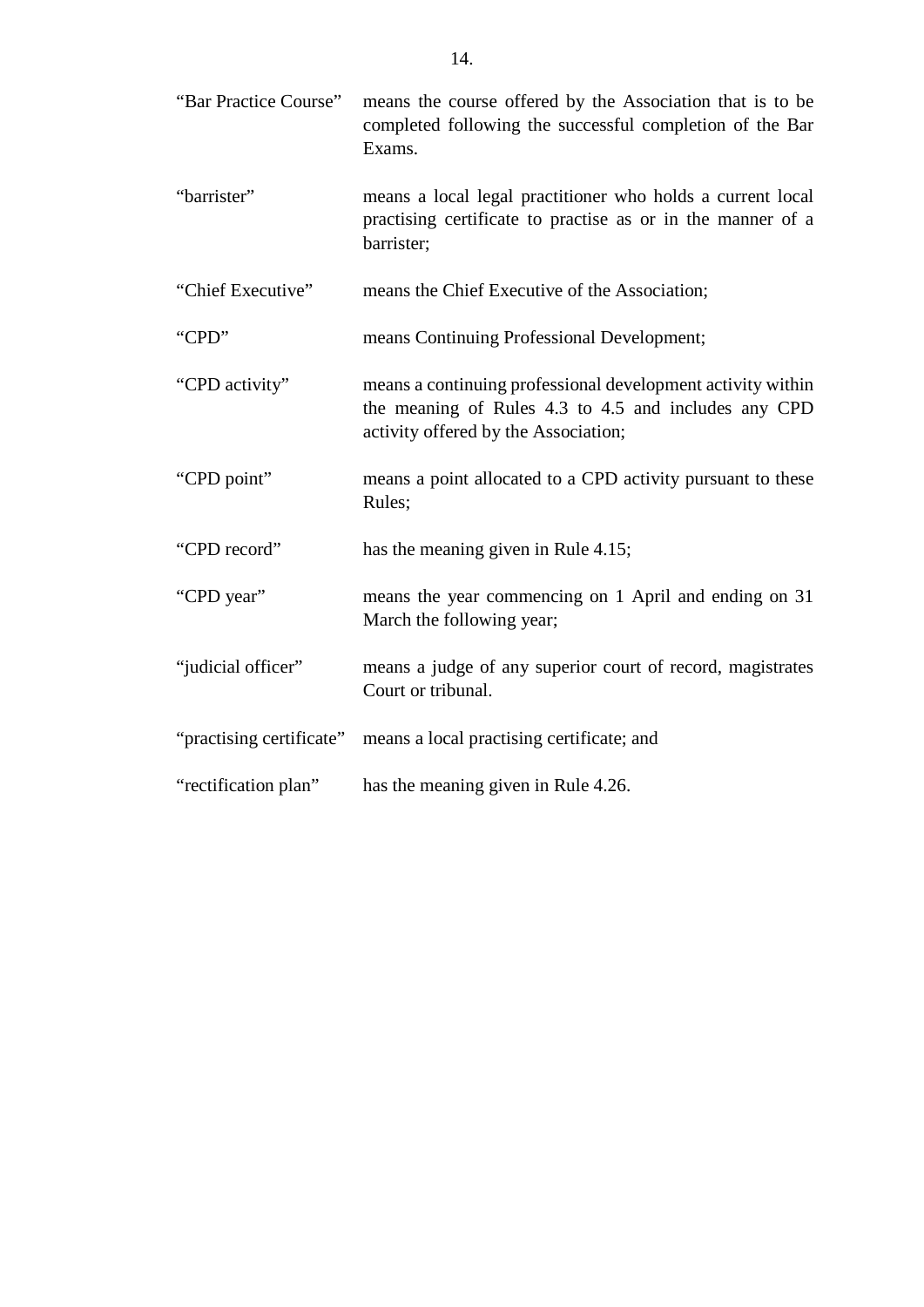| | |
|---|---|
| "Bar Practice Course" | means the course offered by the Association that is to be completed following the successful completion of the Bar Exams. |
| "barrister" | means a local legal practitioner who holds a current local practising certificate to practise as or in the manner of a barrister; |
| "Chief Executive" | means the Chief Executive of the Association; |
| "CPD" | means Continuing Professional Development; |
| "CPD activity" | means a continuing professional development activity within the meaning of Rules 4.3 to 4.5 and includes any CPD activity offered by the Association; |
| "CPD point" | means a point allocated to a CPD activity pursuant to these Rules; |
| "CPD record" | has the meaning given in Rule 4.15; |
| "CPD year" | means the year commencing on 1 April and ending on 31 March the following year; |
| "judicial officer" | means a judge of any superior court of record, magistrates Court or tribunal. |
| "practising certificate" | means a local practising certificate; and |
| "rectification plan" | has the meaning given in Rule 4.26. |